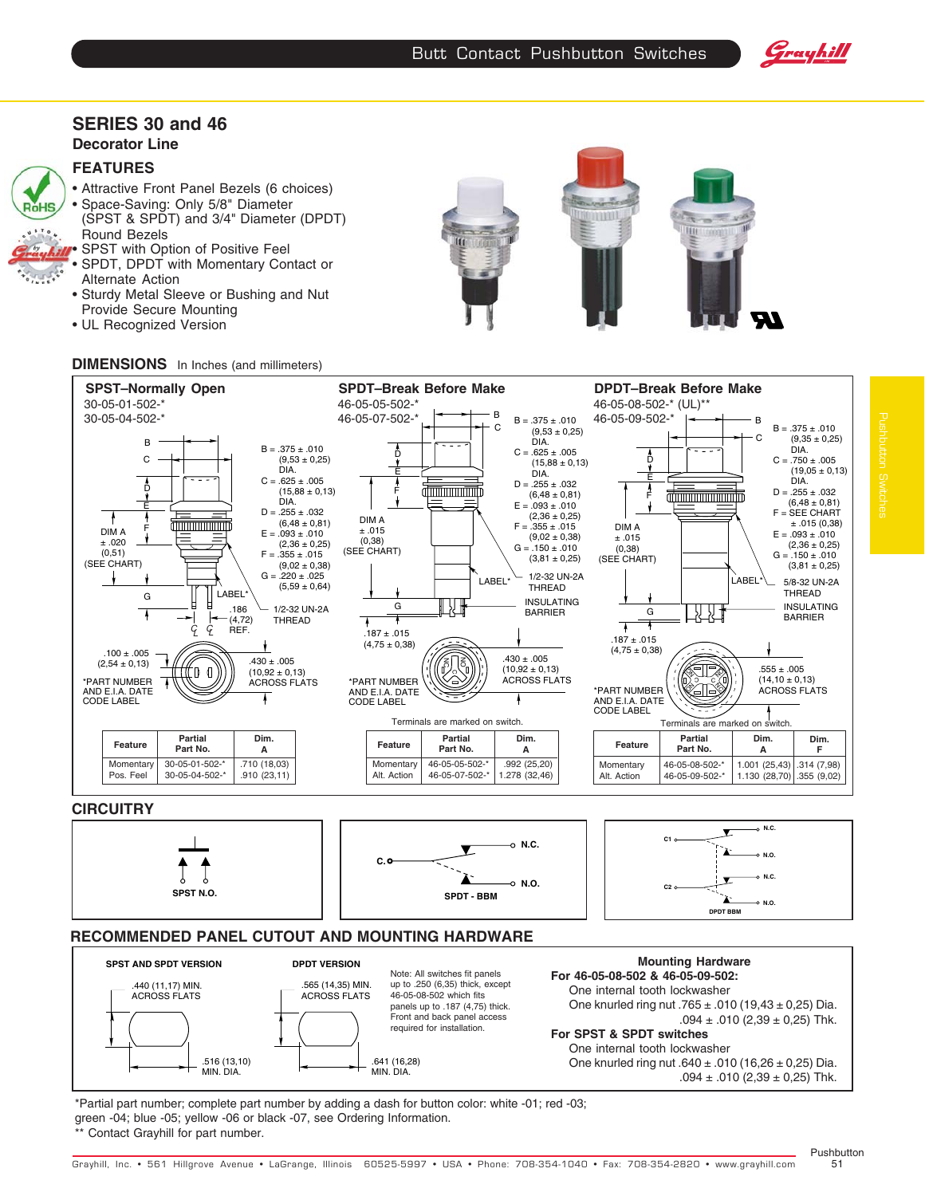# SERIES 30 and 46

## Decorator Line

## FEATURES

- Attractive Front Panel Bezels (6 choices)
- Space-Saving: Only 5/8" Diameter (SPST & SPDT) and 3/4" Diameter (DPDT) Round Bezels
- SPST with Option of Positive Feel
- SPDT, DPDT with Momentary Contact or Alternate Action
- Sturdy Metal Sleeve or Bushing and Nut Provide Secure Mounting
- UL Recognized Version

## DIMENSIONS In Inches (and millimeters)

### SPST–Normally Open

30-05-01-502-*
30-05-04-502-*

B = .375 ± .010 (9,53 ± 0,25) DIA.
C = .625 ± .005 (15,88 ± 0,13) DIA.
D = .255 ± .032 (6,48 ± 0,81)
E = .093 ± .010 (2,36 ± 0,25)
F = .355 ± .015 (9,02 ± 0,38)
G = .220 ± .025 (5,59 ± 0,64)

DIM A ± .020 (0,51) (SEE CHART)

.186 (4,72) REF.
1/2-32 UN-2A THREAD
.100 ± .005 (2,54 ± 0,13)
.430 ± .005 (10,92 ± 0,13) ACROSS FLATS
*PART NUMBER AND E.I.A. DATE CODE LABEL

| Feature | Partial Part No. | Dim. A |
|---|---|---|
| Momentary | 30-05-01-502-* | .710 (18,03) |
| Pos. Feel | 30-05-04-502-* | .910 (23,11) |

### SPDT–Break Before Make

46-05-05-502-*
46-05-07-502-*

B = .375 ± .010 (9,53 ± 0,25) DIA.
C = .625 ± .005 (15,88 ± 0,13) DIA.
D = .255 ± .032 (6,48 ± 0,81)
E = .093 ± .010 (2,36 ± 0,25)
F = .355 ± .015 (9,02 ± 0,38)
G = .150 ± .010 (3,81 ± 0,25)

DIM A ± .015 (0,38) (SEE CHART)

1/2-32 UN-2A THREAD
INSULATING BARRIER
.187 ± .015 (4,75 ± 0,38)
.430 ± .005 (10,92 ± 0,13) ACROSS FLATS
*PART NUMBER AND E.I.A. DATE CODE LABEL

Terminals are marked on switch.

| Feature | Partial Part No. | Dim. A |
|---|---|---|
| Momentary | 46-05-05-502-* | .992 (25,20) |
| Alt. Action | 46-05-07-502-* | 1.278 (32,46) |

### DPDT–Break Before Make

46-05-08-502-* (UL)**
46-05-09-502-*

B = .375 ± .010 (9,35 ± 0,25) DIA.
C = .750 ± .005 (19,05 ± 0,13) DIA.
D = .255 ± .032 (6,48 ± 0,81)
F = SEE CHART ± .015 (0,38)
E = .093 ± .010 (2,36 ± 0,25)
G = .150 ± .010 (3,81 ± 0,25)

DIM A ± .015 (0,38) (SEE CHART)

5/8-32 UN-2A THREAD
INSULATING BARRIER
.187 ± .015 (4,75 ± 0,38)
.555 ± .005 (14,10 ± 0,13) ACROSS FLATS
*PART NUMBER AND E.I.A. DATE CODE LABEL

Terminals are marked on switch.

| Feature | Partial Part No. | Dim. A | Dim. F |
|---|---|---|---|
| Momentary | 46-05-08-502-* | 1.001 (25,43) | .314 (7,98) |
| Alt. Action | 46-05-09-502-* | 1.130 (28,70) | .355 (9,02) |

## CIRCUITRY

SPST N.O.

SPDT - BBM (C., N.C., N.O.)

DPDT BBM (C1, N.C., N.O., C2, N.C., N.O.)

## RECOMMENDED PANEL CUTOUT AND MOUNTING HARDWARE

**SPST AND SPDT VERSION**

.440 (11,17) MIN. ACROSS FLATS
.516 (13,10) MIN. DIA.

**DPDT VERSION**

.565 (14,35) MIN. ACROSS FLATS
.641 (16,28) MIN. DIA.

Note: All switches fit panels up to .250 (6,35) thick, except 46-05-08-502 which fits panels up to .187 (4,75) thick. Front and back panel access required for installation.

**Mounting Hardware**

**For 46-05-08-502 & 46-05-09-502:**
One internal tooth lockwasher
One knurled ring nut .765 ± .010 (19,43 ± 0,25) Dia. .094 ± .010 (2,39 ± 0,25) Thk.

**For SPST & SPDT switches**
One internal tooth lockwasher
One knurled ring nut .640 ± .010 (16,26 ± 0,25) Dia. .094 ± .010 (2,39 ± 0,25) Thk.

*Partial part number; complete part number by adding a dash for button color: white -01; red -03; green -04; blue -05; yellow -06 or black -07, see Ordering Information.
** Contact Grayhill for part number.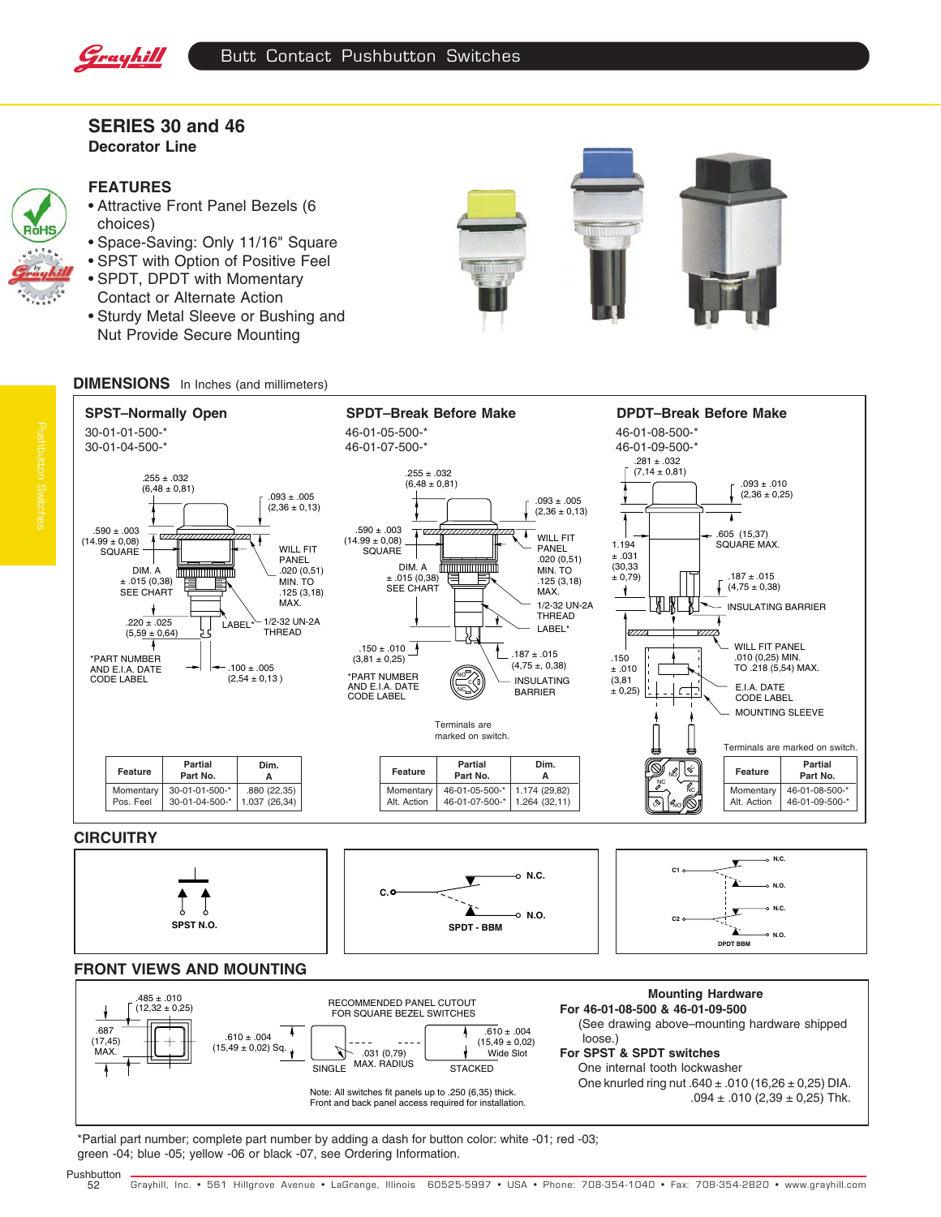# SERIES 30 and 46

**Decorator Line**

## FEATURES

- Attractive Front Panel Bezels (6 choices)
- Space-Saving: Only 11/16" Square
- SPST with Option of Positive Feel
- SPDT, DPDT with Momentary Contact or Alternate Action
- Sturdy Metal Sleeve or Bushing and Nut Provide Secure Mounting

## DIMENSIONS In Inches (and millimeters)

### SPST–Normally Open

30-01-01-500-*
30-01-04-500-*

.255 ± .032 (6,48 ± 0,81)
.093 ± .005 (2,36 ± 0,13)
.590 ± .003 (14.99 ± 0,08) SQUARE
WILL FIT PANEL .020 (0,51) MIN. TO .125 (3,18) MAX.
DIM. A ± .015 (0,38) SEE CHART
.220 ± .025 (5,59 ± 0,64)
LABEL*
1/2-32 UN-2A THREAD
*PART NUMBER AND E.I.A. DATE CODE LABEL
.100 ± .005 (2,54 ± 0,13 )

| Feature | Partial Part No. | Dim. A |
|---|---|---|
| Momentary | 30-01-01-500-* | .880 (22,35) |
| Pos. Feel | 30-01-04-500-* | 1.037 (26,34) |

### SPDT–Break Before Make

46-01-05-500-*
46-01-07-500-*

.255 ± .032 (6,48 ± 0,81)
.093 ± .005 (2,36 ± 0,13)
.590 ± .003 (14.99 ± 0,08) SQUARE
WILL FIT PANEL .020 (0,51) MIN. TO .125 (3,18) MAX.
DIM. A ± .015 (0,38) SEE CHART
1/2-32 UN-2A THREAD
LABEL*
.150 ± .010 (3,81 ± 0,25)
.187 ± .015 (4,75 ± 0,38)
*PART NUMBER AND E.I.A. DATE CODE LABEL
INSULATING BARRIER
Terminals are marked on switch.

| Feature | Partial Part No. | Dim. A |
|---|---|---|
| Momentary | 46-01-05-500-* | 1.174 (29,82) |
| Alt. Action | 46-01-07-500-* | 1.264 (32,11) |

### DPDT–Break Before Make

46-01-08-500-*
46-01-09-500-*

.281 ± .032 (7,14 ± 0,81)
.093 ± .010 (2,36 ± 0,25)
1.194 ± .031 (30,33 ± 0,79)
.605 (15,37) SQUARE MAX.
.187 ± .015 (4,75 ± 0,38)
INSULATING BARRIER
.150 ± .010 (3,81 ± 0,25)
WILL FIT PANEL .010 (0,25) MIN. TO .218 (5,54) MAX.
E.I.A. DATE CODE LABEL
MOUNTING SLEEVE
Terminals are marked on switch.

| Feature | Partial Part No. |
|---|---|
| Momentary | 46-01-08-500-* |
| Alt. Action | 46-01-09-500-* |

## CIRCUITRY

SPST N.O.

SPDT - BBM (C., N.C., N.O.)

DPDT BBM (C1, N.C., N.O., C2, N.C., N.O.)

## FRONT VIEWS AND MOUNTING

.485 ± .010 (12,32 ± 0,25)
.687 (17,45) MAX.
.610 ± .004 (15,49 ± 0,02) Sq.

RECOMMENDED PANEL CUTOUT FOR SQUARE BEZEL SWITCHES

SINGLE — .031 (0,79) MAX. RADIUS — STACKED
.610 ± .004 (15,49 ± 0,02) Wide Slot

Note: All switches fit panels up to .250 (6,35) thick. Front and back panel access required for installation.

**Mounting Hardware**

**For 46-01-08-500 & 46-01-09-500**
(See drawing above–mounting hardware shipped loose.)

**For SPST & SPDT switches**
One internal tooth lockwasher
One knurled ring nut .640 ± .010 (16,26 ± 0,25) DIA. .094 ± .010 (2,39 ± 0,25) Thk.

*Partial part number; complete part number by adding a dash for button color: white -01; red -03; green -04; blue -05; yellow -06 or black -07, see Ordering Information.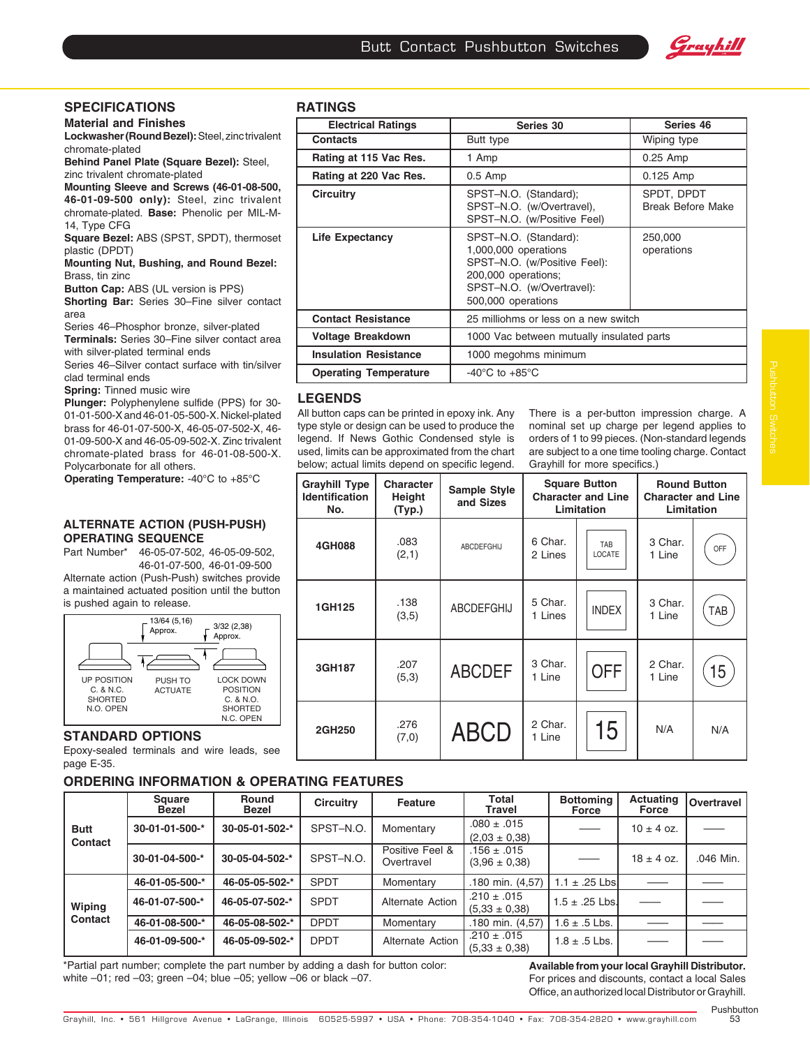## SPECIFICATIONS

### Material and Finishes

**Lockwasher (Round Bezel):** Steel, zinc trivalent chromate-plated

**Behind Panel Plate (Square Bezel):** Steel, zinc trivalent chromate-plated

**Mounting Sleeve and Screws (46-01-08-500, 46-01-09-500 only):** Steel, zinc trivalent chromate-plated. **Base:** Phenolic per MIL-M-14, Type CFG

**Square Bezel:** ABS (SPST, SPDT), thermoset plastic (DPDT)

**Mounting Nut, Bushing, and Round Bezel:** Brass, tin zinc

**Button Cap:** ABS (UL version is PPS)

**Shorting Bar:** Series 30–Fine silver contact area
Series 46–Phosphor bronze, silver-plated

**Terminals:** Series 30–Fine silver contact area with silver-plated terminal ends
Series 46–Silver contact surface with tin/silver clad terminal ends

**Spring:** Tinned music wire

**Plunger:** Polyphenylene sulfide (PPS) for 30-01-01-500-X and 46-01-05-500-X. Nickel-plated brass for 46-01-07-500-X, 46-05-07-502-X, 46-01-09-500-X and 46-05-09-502-X. Zinc trivalent chromate-plated brass for 46-01-08-500-X. Polycarbonate for all others.

**Operating Temperature:** -40°C to +85°C

## ALTERNATE ACTION (PUSH-PUSH) OPERATING SEQUENCE

Part Number* 46-05-07-502, 46-05-09-502, 46-01-07-500, 46-01-09-500

Alternate action (Push-Push) switches provide a maintained actuated position until the button is pushed again to release.

13/64 (5,16) Approx.
3/32 (2,38) Approx.
UP POSITION C. & N.C. SHORTED N.O. OPEN
PUSH TO ACTUATE
LOCK DOWN POSITION C. & N.O. SHORTED N.C. OPEN

## STANDARD OPTIONS

Epoxy-sealed terminals and wire leads, see page E-35.

## RATINGS

| Electrical Ratings | Series 30 | Series 46 |
|---|---|---|
| Contacts | Butt type | Wiping type |
| Rating at 115 Vac Res. | 1 Amp | 0.25 Amp |
| Rating at 220 Vac Res. | 0.5 Amp | 0.125 Amp |
| Circuitry | SPST–N.O. (Standard); SPST–N.O. (w/Overtravel), SPST–N.O. (w/Positive Feel) | SPDT, DPDT Break Before Make |
| Life Expectancy | SPST–N.O. (Standard): 1,000,000 operations SPST–N.O. (w/Positive Feel): 200,000 operations; SPST–N.O. (w/Overtravel): 500,000 operations | 250,000 operations |
| Contact Resistance | 25 milliohms or less on a new switch | |
| Voltage Breakdown | 1000 Vac between mutually insulated parts | |
| Insulation Resistance | 1000 megohms minimum | |
| Operating Temperature | -40°C to +85°C | |

## LEGENDS

All button caps can be printed in epoxy ink. Any type style or design can be used to produce the legend. If News Gothic Condensed style is used, limits can be approximated from the chart below; actual limits depend on specific legend.

There is a per-button impression charge. A nominal set up charge per legend applies to orders of 1 to 99 pieces. (Non-standard legends are subject to a one time tooling charge. Contact Grayhill for more specifics.)

| Grayhill Type Identification No. | Character Height (Typ.) | Sample Style and Sizes | Square Button Character and Line Limitation | | Round Button Character and Line Limitation | |
|---|---|---|---|---|---|---|
| 4GH088 | .083 (2,1) | ABCDEFGHIJ | 6 Char. 2 Lines | TAB LOCATE | 3 Char. 1 Line | OFF |
| 1GH125 | .138 (3,5) | ABCDEFGHIJ | 5 Char. 1 Lines | INDEX | 3 Char. 1 Line | TAB |
| 3GH187 | .207 (5,3) | ABCDEF | 3 Char. 1 Line | OFF | 2 Char. 1 Line | 15 |
| 2GH250 | .276 (7,0) | ABCD | 2 Char. 1 Line | 15 | N/A | N/A |

## ORDERING INFORMATION & OPERATING FEATURES

| | Square Bezel | Round Bezel | Circuitry | Feature | Total Travel | Bottoming Force | Actuating Force | Overtravel |
|---|---|---|---|---|---|---|---|---|
| Butt Contact | 30-01-01-500-* | 30-05-01-502-* | SPST–N.O. | Momentary | .080 ± .015 (2,03 ± 0,38) | —— | 10 ± 4 oz. | —— |
| | 30-01-04-500-* | 30-05-04-502-* | SPST–N.O. | Positive Feel & Overtravel | .156 ± .015 (3,96 ± 0,38) | —— | 18 ± 4 oz. | .046 Min. |
| Wiping Contact | 46-01-05-500-* | 46-05-05-502-* | SPDT | Momentary | .180 min. (4,57) | 1.1 ± .25 Lbs. | —— | —— |
| | 46-01-07-500-* | 46-05-07-502-* | SPDT | Alternate Action | .210 ± .015 (5,33 ± 0,38) | 1.5 ± .25 Lbs. | —— | —— |
| | 46-01-08-500-* | 46-05-08-502-* | DPDT | Momentary | .180 min. (4,57) | 1.6 ± .5 Lbs. | —— | —— |
| | 46-01-09-500-* | 46-05-09-502-* | DPDT | Alternate Action | .210 ± .015 (5,33 ± 0,38) | 1.8 ± .5 Lbs. | —— | —— |

*Partial part number; complete the part number by adding a dash for button color: white –01; red –03; green –04; blue –05; yellow –06 or black –07.

**Available from your local Grayhill Distributor.** For prices and discounts, contact a local Sales Office, an authorized local Distributor or Grayhill.